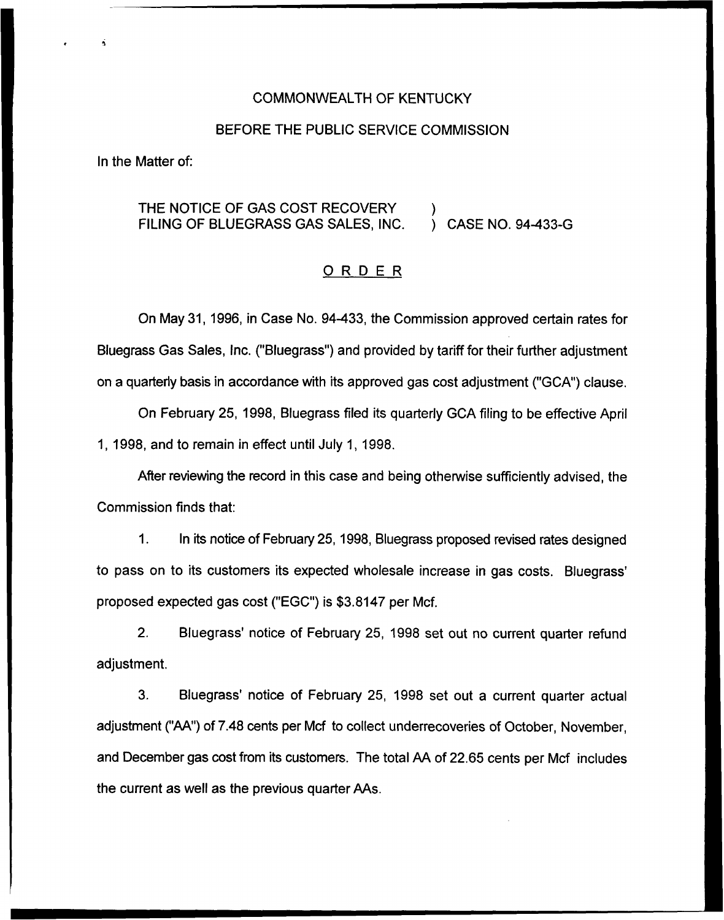COMMONWEALTH OF KENTUCKY

BEFORE THE PUBLIC SERVICE COMMISSION

In the Matter of:

THE NOTICE OF GAS COST RECOVERY FILING OF BLUEGRASS GAS SALES, INC. ) CASE NO. 94-433-G

## ORDER

On May 31, 1996, in Case No. 94-433, the Commission approved certain rates for Bluegrass Gas Sales, Inc. ("Bluegrass") and provided by tariff for their further adjustment on a quarterly basis in accordance with its approved gas cost adjustment ("GCA") clause.

On February 25, 1998, Bluegrass filed its quarterly GCA filing to be effective April 1, 1998, and to remain in effect until July 1, 1998.

After reviewing the record in this case and being otherwise sufficiently advised, the Commission finds that:

1. In its notice of February 25, 1998, Bluegrass proposed revised rates designed to pass on to its customers its expected wholesale increase in gas costs. Bluegrass' proposed expected gas cost ("EGC") is $3.8147 per Mcf.

2. Bluegrass' notice of February 25, 1998 set out no current quarter refund adjustment.

3. Bluegrass' notice of February 25, 1998 set out a current quarter actual adjustment ("AA") of 7.48 cents per Mcf to collect underrecoveries of October, November, and December gas cost from its customers. The total AA of 22.65 cents per Mcf includes the current as well as the previous quarter AAs.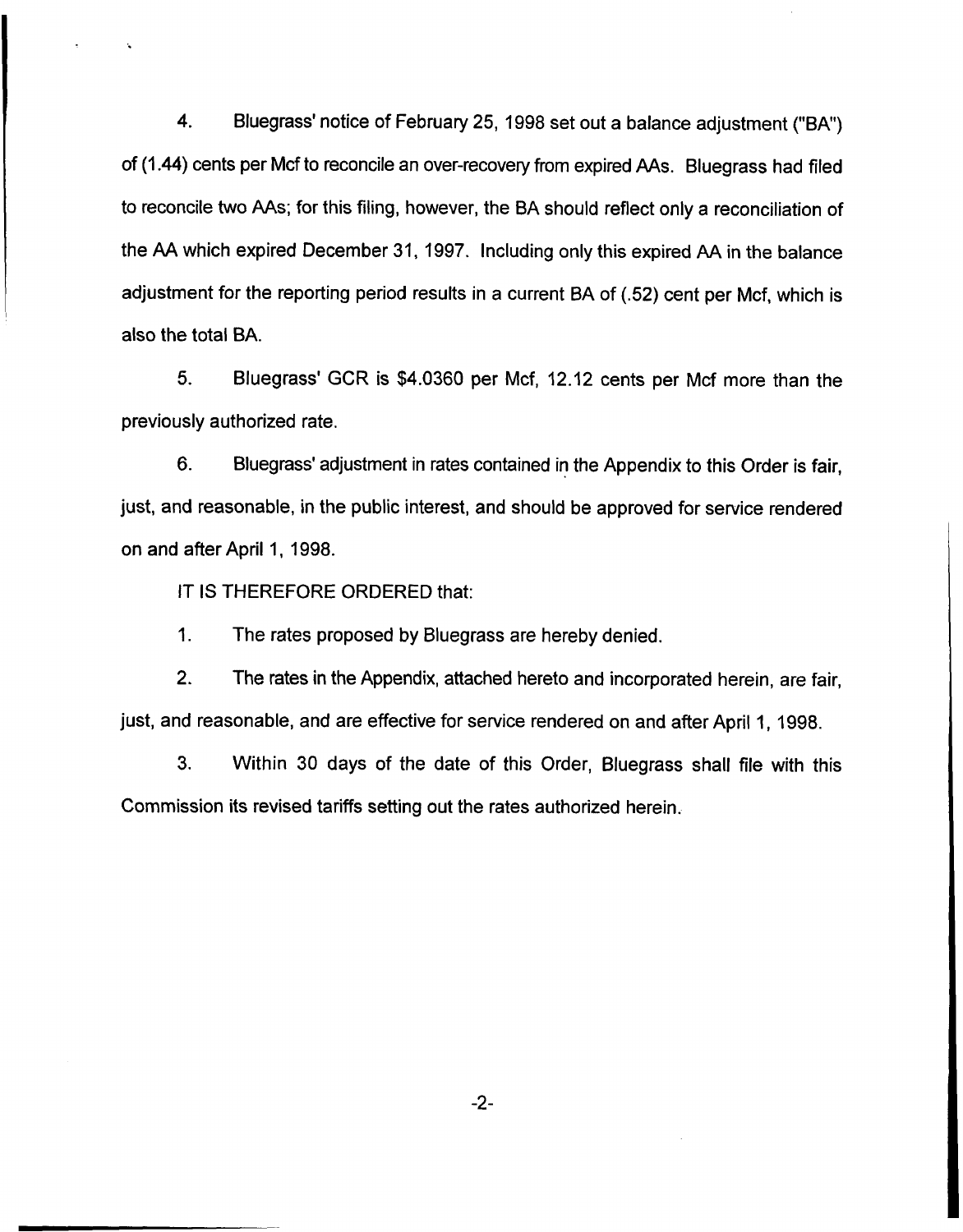4. Bluegrass' notice of February 25, 1998 set out a balance adjustment ("BA") of (1.44) cents per Mcf to reconcile an over-recovery from expired AAs. Bluegrass had filed to reconcile two AAs; for this filing, however, the BA should reflect only a reconciliation of the AA which expired December 31, 1997. Including only this expired AA in the balance adjustment for the reporting period results in a current BA of (.52) cent per Mcf, which is also the total BA.

5. Bluegrass' GCR is $4.0360 per Mcf, 12.12 cents per Mcf more than the previously authorized rate.

6. Bluegrass' adjustment in rates contained in the Appendix to this Order is fair, just, and reasonable, in the public interest, and should be approved for service rendered on and after April 1, 1998.

IT IS THEREFORE ORDERED that:

1. The rates proposed by Bluegrass are hereby denied.

2. The rates in the Appendix, attached hereto and incorporated herein, are fair, just, and reasonable, and are effective for service rendered on and after April 1, 1998.

3. Within 30 days of the date of this Order, Bluegrass shall file with this Commission its revised tariffs setting out the rates authorized herein.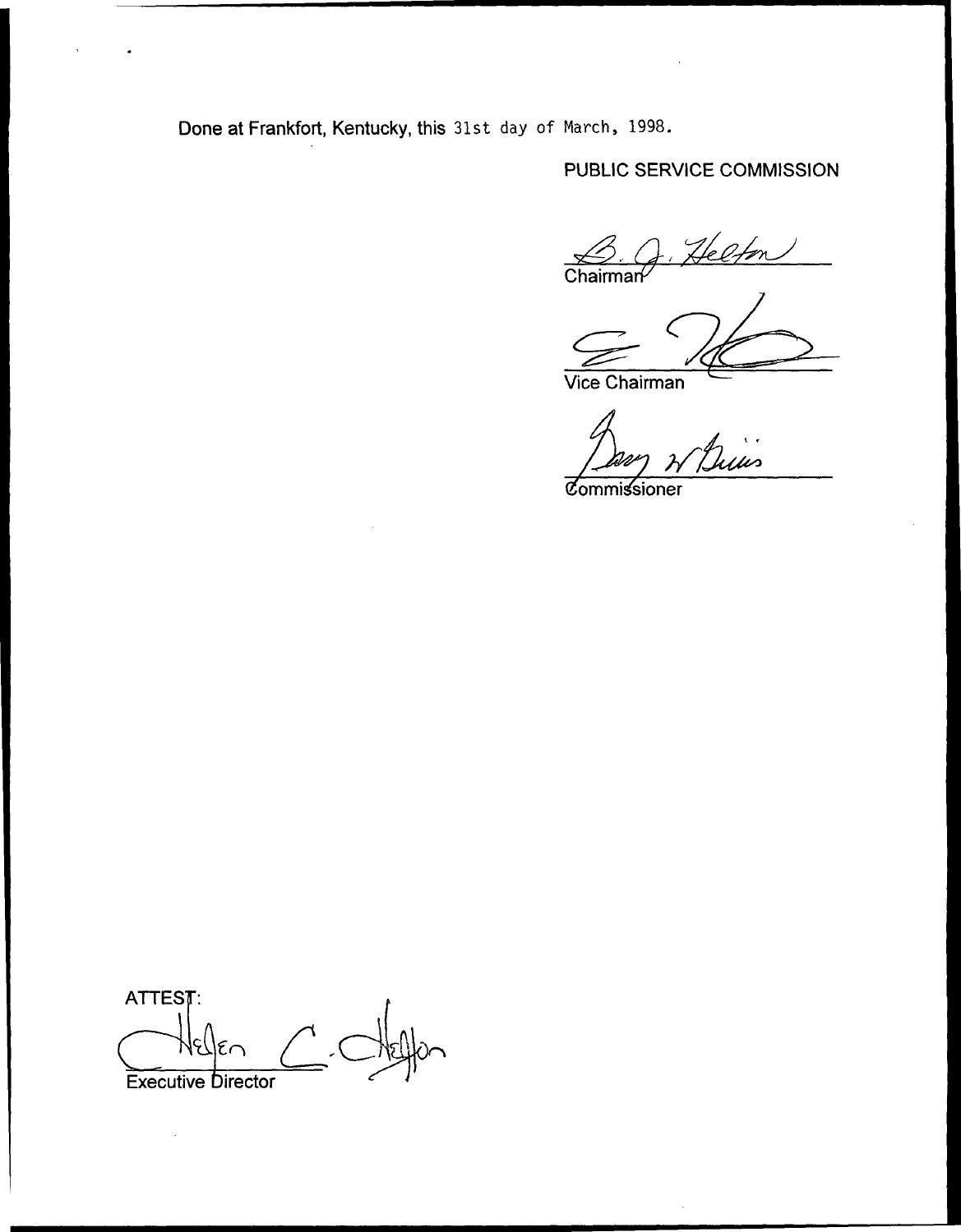Done at Frankfort, Kentucky, this 31st day of March, 1998.

PUBLIC SERVICE COMMISSION

B. J. Helton
Chairman

Vice Chairman

Commissioner

ATTEST:

Helen C. Helton
Executive Director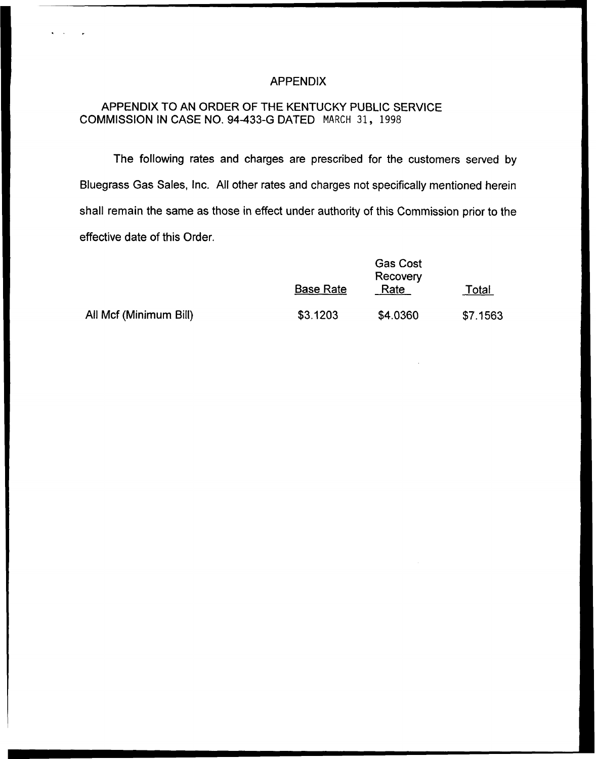# APPENDIX

APPENDIX TO AN ORDER OF THE KENTUCKY PUBLIC SERVICE COMMISSION IN CASE NO. 94-433-G DATED MARCH 31, 1998

The following rates and charges are prescribed for the customers served by Bluegrass Gas Sales, Inc. All other rates and charges not specifically mentioned herein shall remain the same as those in effect under authority of this Commission prior to the effective date of this Order.

| | Base Rate | Gas Cost Recovery Rate | Total |
|---|---|---|---|
| All Mcf (Minimum Bill) | \$3.1203 | \$4.0360 | \$7.1563 |